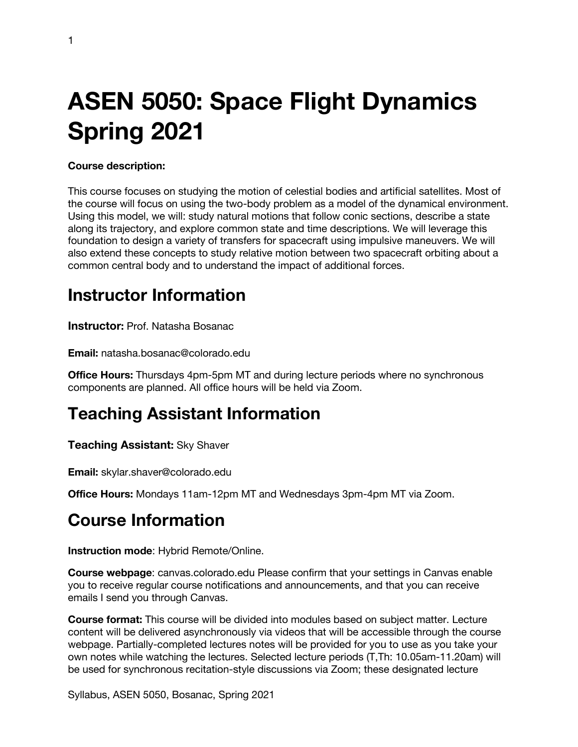# ASEN 5050: Space Flight Dynamics Spring 2021

**Course description:**

This course focuses on studying the motion of celestial bodies and artificial satellites. Most of the course will focus on using the two-body problem as a model of the dynamical environment. Using this model, we will: study natural motions that follow conic sections, describe a state along its trajectory, and explore common state and time descriptions. We will leverage this foundation to design a variety of transfers for spacecraft using impulsive maneuvers. We will also extend these concepts to study relative motion between two spacecraft orbiting about a common central body and to understand the impact of additional forces.

## Instructor Information

**Instructor:** Prof. Natasha Bosanac

**Email:** natasha.bosanac@colorado.edu

**Office Hours:** Thursdays 4pm-5pm MT and during lecture periods where no synchronous components are planned. All office hours will be held via Zoom.

## Teaching Assistant Information

**Teaching Assistant:** Sky Shaver

**Email:** skylar.shaver@colorado.edu

**Office Hours:** Mondays 11am-12pm MT and Wednesdays 3pm-4pm MT via Zoom.

## Course Information

**Instruction mode**: Hybrid Remote/Online.

**Course webpage**: canvas.colorado.edu Please confirm that your settings in Canvas enable you to receive regular course notifications and announcements, and that you can receive emails I send you through Canvas.

**Course format:** This course will be divided into modules based on subject matter. Lecture content will be delivered asynchronously via videos that will be accessible through the course webpage. Partially-completed lectures notes will be provided for you to use as you take your own notes while watching the lectures. Selected lecture periods (T,Th: 10.05am-11.20am) will be used for synchronous recitation-style discussions via Zoom; these designated lecture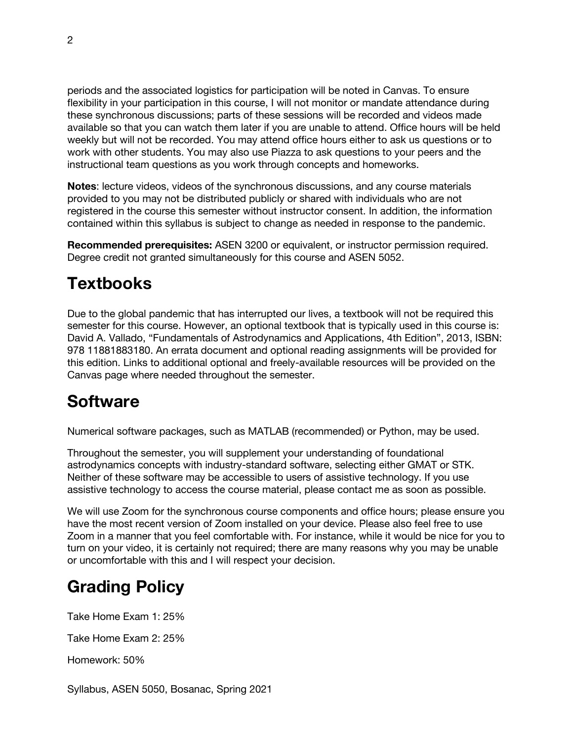periods and the associated logistics for participation will be noted in Canvas. To ensure flexibility in your participation in this course, I will not monitor or mandate attendance during these synchronous discussions; parts of these sessions will be recorded and videos made available so that you can watch them later if you are unable to attend. Office hours will be held weekly but will not be recorded. You may attend office hours either to ask us questions or to work with other students. You may also use Piazza to ask questions to your peers and the instructional team questions as you work through concepts and homeworks.

**Notes**: lecture videos, videos of the synchronous discussions, and any course materials provided to you may not be distributed publicly or shared with individuals who are not registered in the course this semester without instructor consent. In addition, the information contained within this syllabus is subject to change as needed in response to the pandemic.

**Recommended prerequisites:** ASEN 3200 or equivalent, or instructor permission required. Degree credit not granted simultaneously for this course and ASEN 5052.

# Textbooks

Due to the global pandemic that has interrupted our lives, a textbook will not be required this semester for this course. However, an optional textbook that is typically used in this course is: David A. Vallado, "Fundamentals of Astrodynamics and Applications, 4th Edition", 2013, ISBN: 978 11881883180. An errata document and optional reading assignments will be provided for this edition. Links to additional optional and freely-available resources will be provided on the Canvas page where needed throughout the semester.

# Software

Numerical software packages, such as MATLAB (recommended) or Python, may be used.

Throughout the semester, you will supplement your understanding of foundational astrodynamics concepts with industry-standard software, selecting either GMAT or STK. Neither of these software may be accessible to users of assistive technology. If you use assistive technology to access the course material, please contact me as soon as possible.

We will use Zoom for the synchronous course components and office hours; please ensure you have the most recent version of Zoom installed on your device. Please also feel free to use Zoom in a manner that you feel comfortable with. For instance, while it would be nice for you to turn on your video, it is certainly not required; there are many reasons why you may be unable or uncomfortable with this and I will respect your decision.

# Grading Policy

Take Home Exam 1: 25%

Take Home Exam 2: 25%

Homework: 50%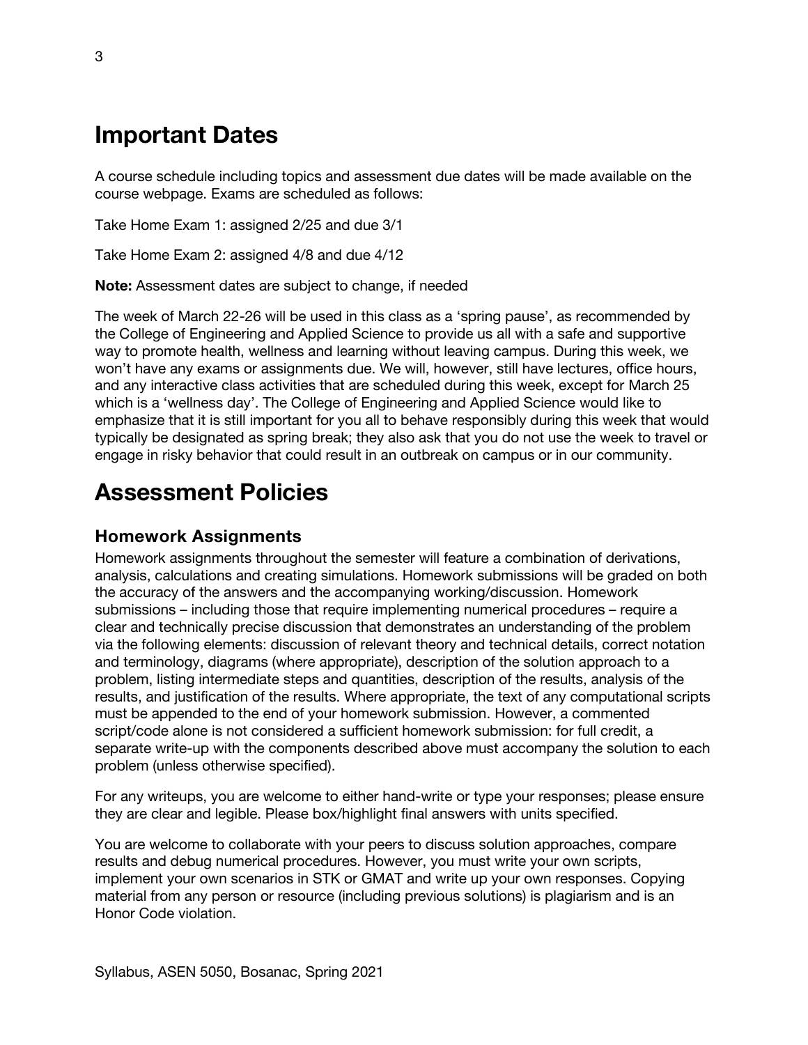# Important Dates

A course schedule including topics and assessment due dates will be made available on the course webpage. Exams are scheduled as follows:

Take Home Exam 1: assigned 2/25 and due 3/1

Take Home Exam 2: assigned 4/8 and due 4/12

**Note:** Assessment dates are subject to change, if needed

The week of March 22-26 will be used in this class as a 'spring pause', as recommended by the College of Engineering and Applied Science to provide us all with a safe and supportive way to promote health, wellness and learning without leaving campus. During this week, we won't have any exams or assignments due. We will, however, still have lectures, office hours, and any interactive class activities that are scheduled during this week, except for March 25 which is a 'wellness day'. The College of Engineering and Applied Science would like to emphasize that it is still important for you all to behave responsibly during this week that would typically be designated as spring break; they also ask that you do not use the week to travel or engage in risky behavior that could result in an outbreak on campus or in our community.

# Assessment Policies

## Homework Assignments

Homework assignments throughout the semester will feature a combination of derivations, analysis, calculations and creating simulations. Homework submissions will be graded on both the accuracy of the answers and the accompanying working/discussion. Homework submissions – including those that require implementing numerical procedures – require a clear and technically precise discussion that demonstrates an understanding of the problem via the following elements: discussion of relevant theory and technical details, correct notation and terminology, diagrams (where appropriate), description of the solution approach to a problem, listing intermediate steps and quantities, description of the results, analysis of the results, and justification of the results. Where appropriate, the text of any computational scripts must be appended to the end of your homework submission. However, a commented script/code alone is not considered a sufficient homework submission: for full credit, a separate write-up with the components described above must accompany the solution to each problem (unless otherwise specified).

For any writeups, you are welcome to either hand-write or type your responses; please ensure they are clear and legible. Please box/highlight final answers with units specified.

You are welcome to collaborate with your peers to discuss solution approaches, compare results and debug numerical procedures. However, you must write your own scripts, implement your own scenarios in STK or GMAT and write up your own responses. Copying material from any person or resource (including previous solutions) is plagiarism and is an Honor Code violation.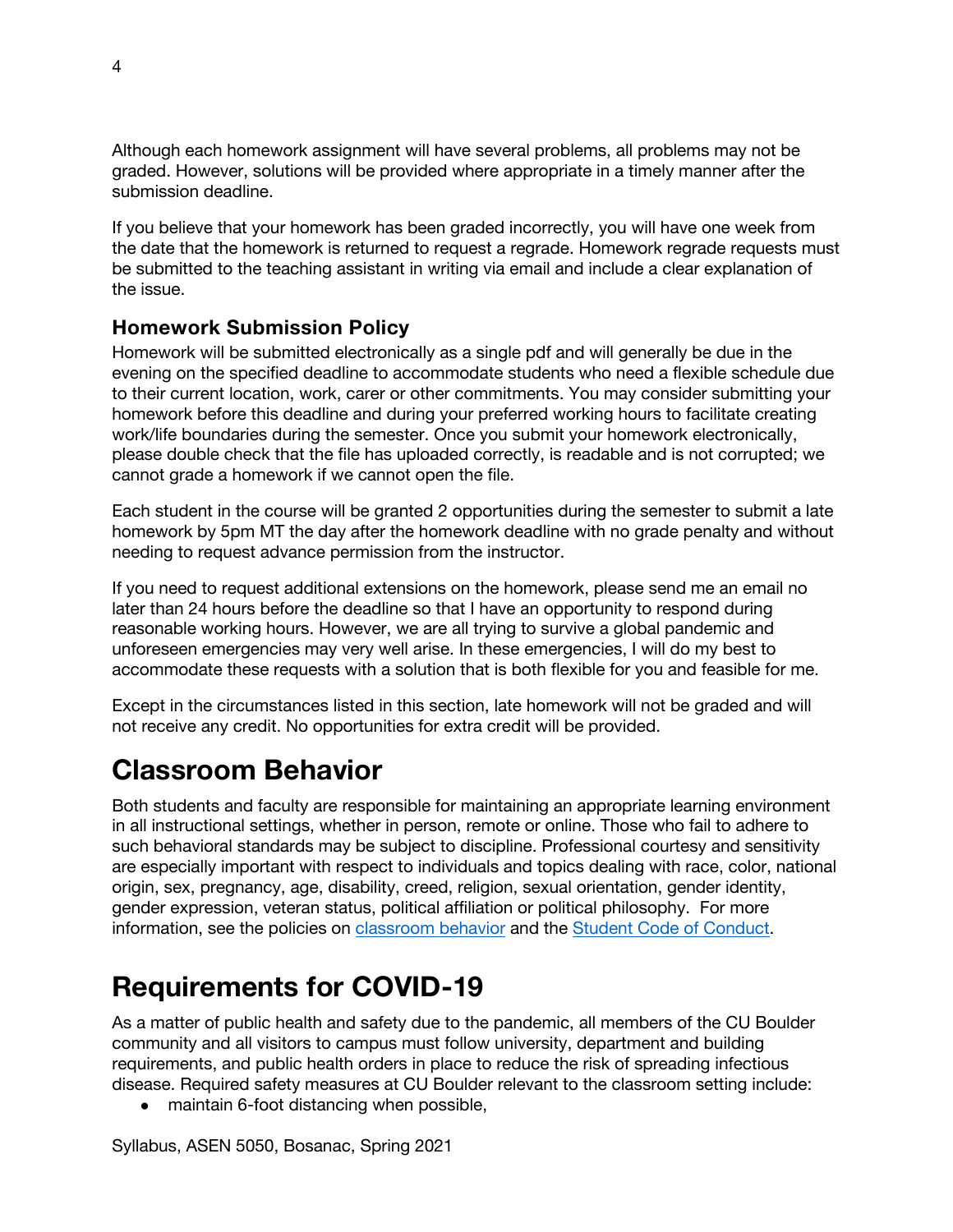Although each homework assignment will have several problems, all problems may not be graded. However, solutions will be provided where appropriate in a timely manner after the submission deadline.

If you believe that your homework has been graded incorrectly, you will have one week from the date that the homework is returned to request a regrade. Homework regrade requests must be submitted to the teaching assistant in writing via email and include a clear explanation of the issue.

### Homework Submission Policy

Homework will be submitted electronically as a single pdf and will generally be due in the evening on the specified deadline to accommodate students who need a flexible schedule due to their current location, work, carer or other commitments. You may consider submitting your homework before this deadline and during your preferred working hours to facilitate creating work/life boundaries during the semester. Once you submit your homework electronically, please double check that the file has uploaded correctly, is readable and is not corrupted; we cannot grade a homework if we cannot open the file.

Each student in the course will be granted 2 opportunities during the semester to submit a late homework by 5pm MT the day after the homework deadline with no grade penalty and without needing to request advance permission from the instructor.

If you need to request additional extensions on the homework, please send me an email no later than 24 hours before the deadline so that I have an opportunity to respond during reasonable working hours. However, we are all trying to survive a global pandemic and unforeseen emergencies may very well arise. In these emergencies, I will do my best to accommodate these requests with a solution that is both flexible for you and feasible for me.

Except in the circumstances listed in this section, late homework will not be graded and will not receive any credit. No opportunities for extra credit will be provided.

# Classroom Behavior

Both students and faculty are responsible for maintaining an appropriate learning environment in all instructional settings, whether in person, remote or online. Those who fail to adhere to such behavioral standards may be subject to discipline. Professional courtesy and sensitivity are especially important with respect to individuals and topics dealing with race, color, national origin, sex, pregnancy, age, disability, creed, religion, sexual orientation, gender identity, gender expression, veteran status, political affiliation or political philosophy. For more information, see the policies on classroom behavior and the Student Code of Conduct.

# Requirements for COVID-19

As a matter of public health and safety due to the pandemic, all members of the CU Boulder community and all visitors to campus must follow university, department and building requirements, and public health orders in place to reduce the risk of spreading infectious disease. Required safety measures at CU Boulder relevant to the classroom setting include:

- maintain 6-foot distancing when possible,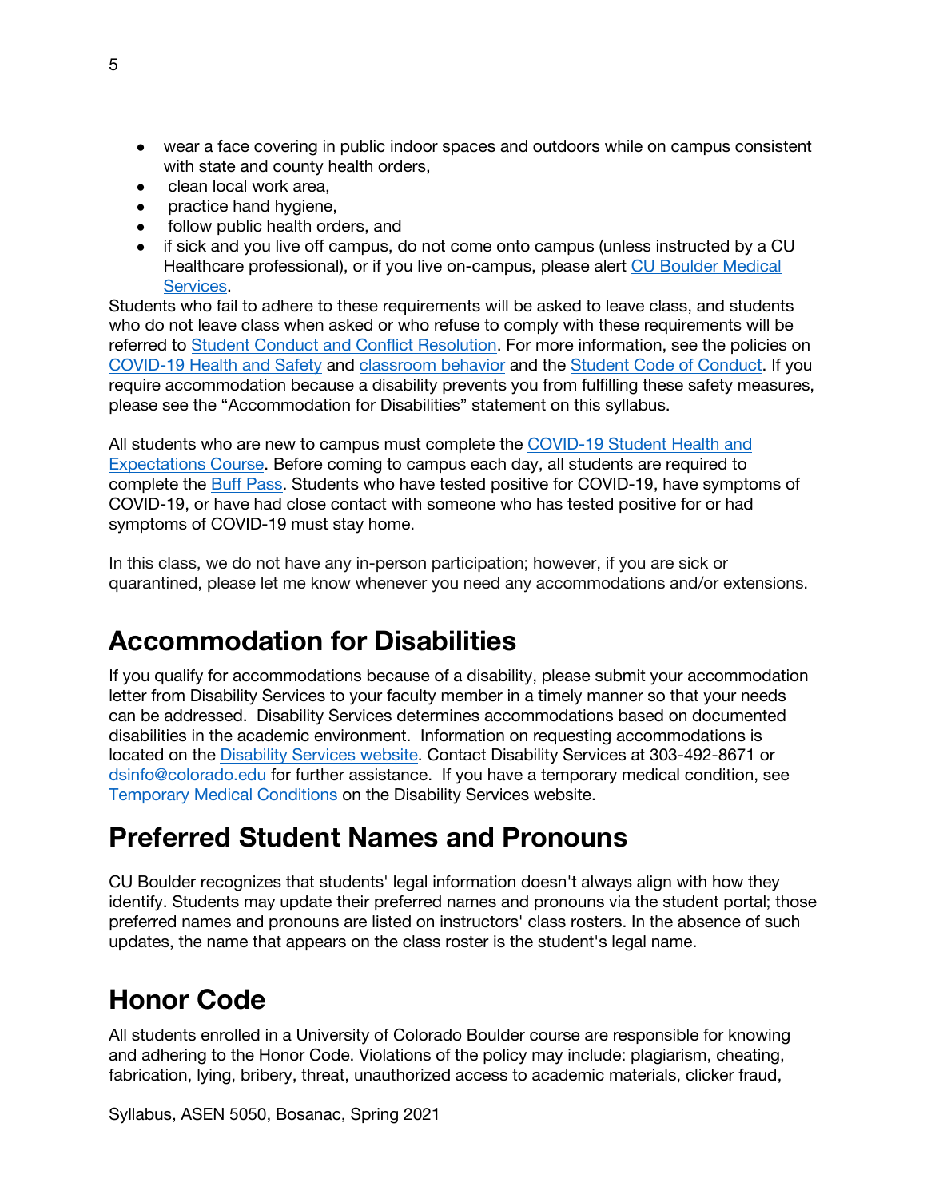- wear a face covering in public indoor spaces and outdoors while on campus consistent with state and county health orders,
- clean local work area,
- practice hand hygiene,
- follow public health orders, and
- if sick and you live off campus, do not come onto campus (unless instructed by a CU Healthcare professional), or if you live on-campus, please alert CU Boulder Medical Services.

Students who fail to adhere to these requirements will be asked to leave class, and students who do not leave class when asked or who refuse to comply with these requirements will be referred to Student Conduct and Conflict Resolution. For more information, see the policies on COVID-19 Health and Safety and classroom behavior and the Student Code of Conduct. If you require accommodation because a disability prevents you from fulfilling these safety measures, please see the "Accommodation for Disabilities" statement on this syllabus.

All students who are new to campus must complete the COVID-19 Student Health and Expectations Course. Before coming to campus each day, all students are required to complete the Buff Pass. Students who have tested positive for COVID-19, have symptoms of COVID-19, or have had close contact with someone who has tested positive for or had symptoms of COVID-19 must stay home.

In this class, we do not have any in-person participation; however, if you are sick or quarantined, please let me know whenever you need any accommodations and/or extensions.

# Accommodation for Disabilities

If you qualify for accommodations because of a disability, please submit your accommodation letter from Disability Services to your faculty member in a timely manner so that your needs can be addressed. Disability Services determines accommodations based on documented disabilities in the academic environment. Information on requesting accommodations is located on the Disability Services website. Contact Disability Services at 303-492-8671 or dsinfo@colorado.edu for further assistance. If you have a temporary medical condition, see Temporary Medical Conditions on the Disability Services website.

# Preferred Student Names and Pronouns

CU Boulder recognizes that students' legal information doesn't always align with how they identify. Students may update their preferred names and pronouns via the student portal; those preferred names and pronouns are listed on instructors' class rosters. In the absence of such updates, the name that appears on the class roster is the student's legal name.

# Honor Code

All students enrolled in a University of Colorado Boulder course are responsible for knowing and adhering to the Honor Code. Violations of the policy may include: plagiarism, cheating, fabrication, lying, bribery, threat, unauthorized access to academic materials, clicker fraud,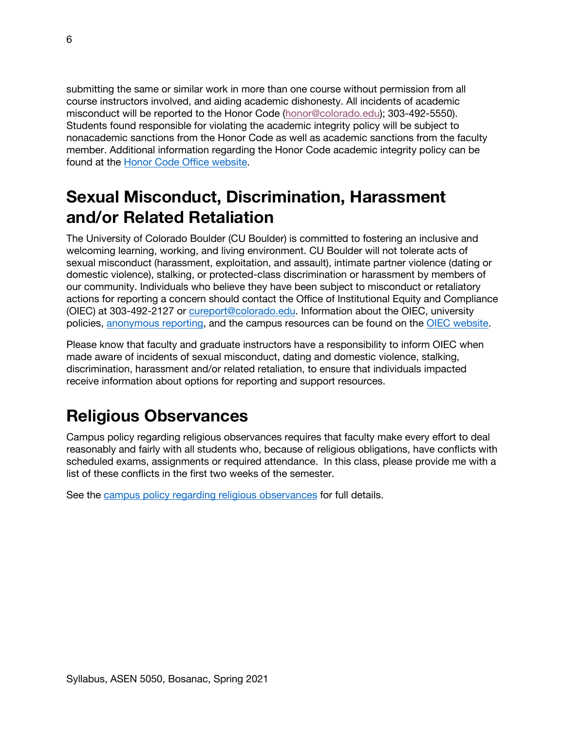submitting the same or similar work in more than one course without permission from all course instructors involved, and aiding academic dishonesty. All incidents of academic misconduct will be reported to the Honor Code (honor@colorado.edu); 303-492-5550). Students found responsible for violating the academic integrity policy will be subject to nonacademic sanctions from the Honor Code as well as academic sanctions from the faculty member. Additional information regarding the Honor Code academic integrity policy can be found at the Honor Code Office website.

## Sexual Misconduct, Discrimination, Harassment and/or Related Retaliation

The University of Colorado Boulder (CU Boulder) is committed to fostering an inclusive and welcoming learning, working, and living environment. CU Boulder will not tolerate acts of sexual misconduct (harassment, exploitation, and assault), intimate partner violence (dating or domestic violence), stalking, or protected-class discrimination or harassment by members of our community. Individuals who believe they have been subject to misconduct or retaliatory actions for reporting a concern should contact the Office of Institutional Equity and Compliance (OIEC) at 303-492-2127 or cureport@colorado.edu. Information about the OIEC, university policies, anonymous reporting, and the campus resources can be found on the OIEC website.

Please know that faculty and graduate instructors have a responsibility to inform OIEC when made aware of incidents of sexual misconduct, dating and domestic violence, stalking, discrimination, harassment and/or related retaliation, to ensure that individuals impacted receive information about options for reporting and support resources.

## Religious Observances

Campus policy regarding religious observances requires that faculty make every effort to deal reasonably and fairly with all students who, because of religious obligations, have conflicts with scheduled exams, assignments or required attendance. In this class, please provide me with a list of these conflicts in the first two weeks of the semester.

See the campus policy regarding religious observances for full details.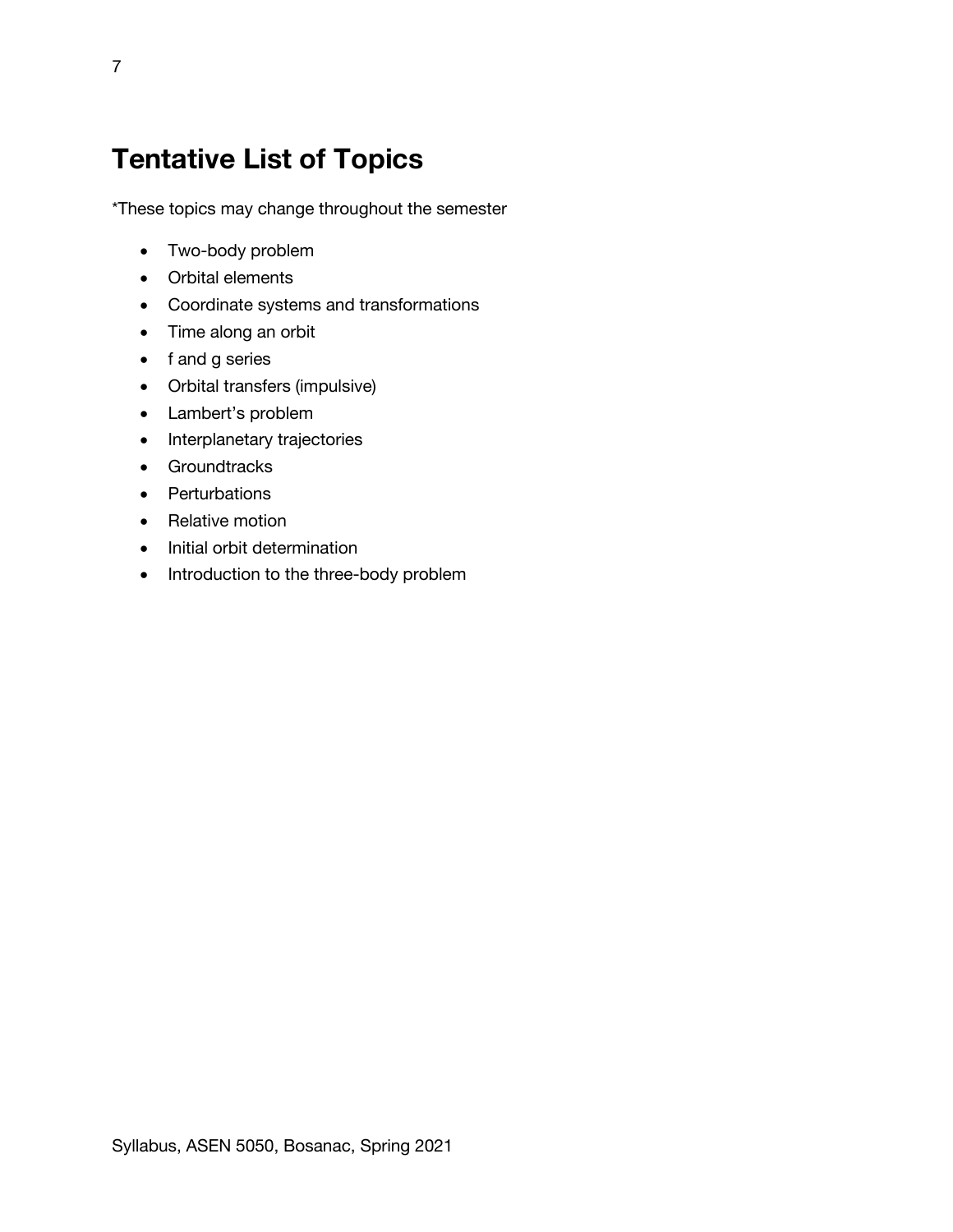# Tentative List of Topics

*These topics may change throughout the semester

- Two-body problem
- Orbital elements
- Coordinate systems and transformations
- Time along an orbit
- f and g series
- Orbital transfers (impulsive)
- Lambert's problem
- Interplanetary trajectories
- Groundtracks
- Perturbations
- Relative motion
- Initial orbit determination
- Introduction to the three-body problem